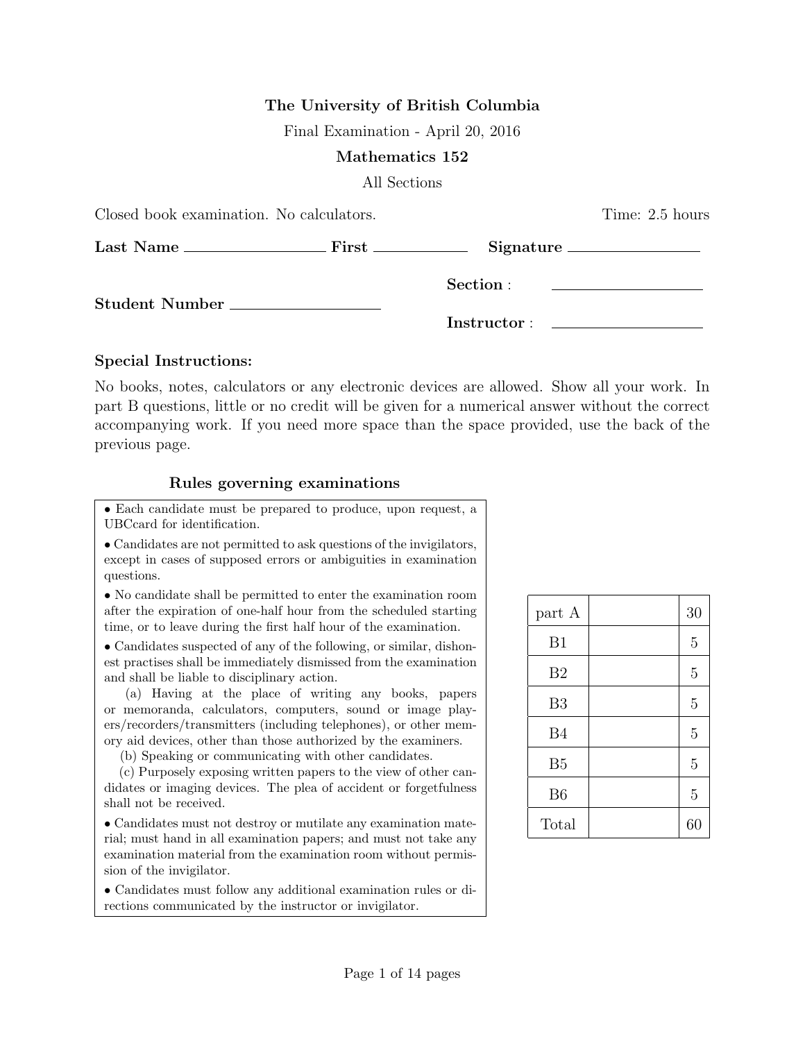**The University of British Columbia**

Final Examination - April 20, 2016

**Mathematics 152**

All Sections

Closed book examination. No calculators. Time: 2.5 hours

**Last Name** ______________ **First** __________ **Signature** ______________

**Section** : ______________

**Student Number** ______________

**Instructor** : ______________

### Special Instructions:

No books, notes, calculators or any electronic devices are allowed. Show all your work. In part B questions, little or no credit will be given for a numerical answer without the correct accompanying work. If you need more space than the space provided, use the back of the previous page.

### Rules governing examinations

- Each candidate must be prepared to produce, upon request, a UBCcard for identification.
- Candidates are not permitted to ask questions of the invigilators, except in cases of supposed errors or ambiguities in examination questions.
- No candidate shall be permitted to enter the examination room after the expiration of one-half hour from the scheduled starting time, or to leave during the first half hour of the examination.
- Candidates suspected of any of the following, or similar, dishonest practises shall be immediately dismissed from the examination and shall be liable to disciplinary action.
  (a) Having at the place of writing any books, papers or memoranda, calculators, computers, sound or image players/recorders/transmitters (including telephones), or other memory aid devices, other than those authorized by the examiners.
  (b) Speaking or communicating with other candidates.
  (c) Purposely exposing written papers to the view of other candidates or imaging devices. The plea of accident or forgetfulness shall not be received.
- Candidates must not destroy or mutilate any examination material; must hand in all examination papers; and must not take any examination material from the examination room without permission of the invigilator.
- Candidates must follow any additional examination rules or directions communicated by the instructor or invigilator.

| | | |
|---|---|---|
| part A | | 30 |
| B1 | | 5 |
| B2 | | 5 |
| B3 | | 5 |
| B4 | | 5 |
| B5 | | 5 |
| B6 | | 5 |
| Total | | 60 |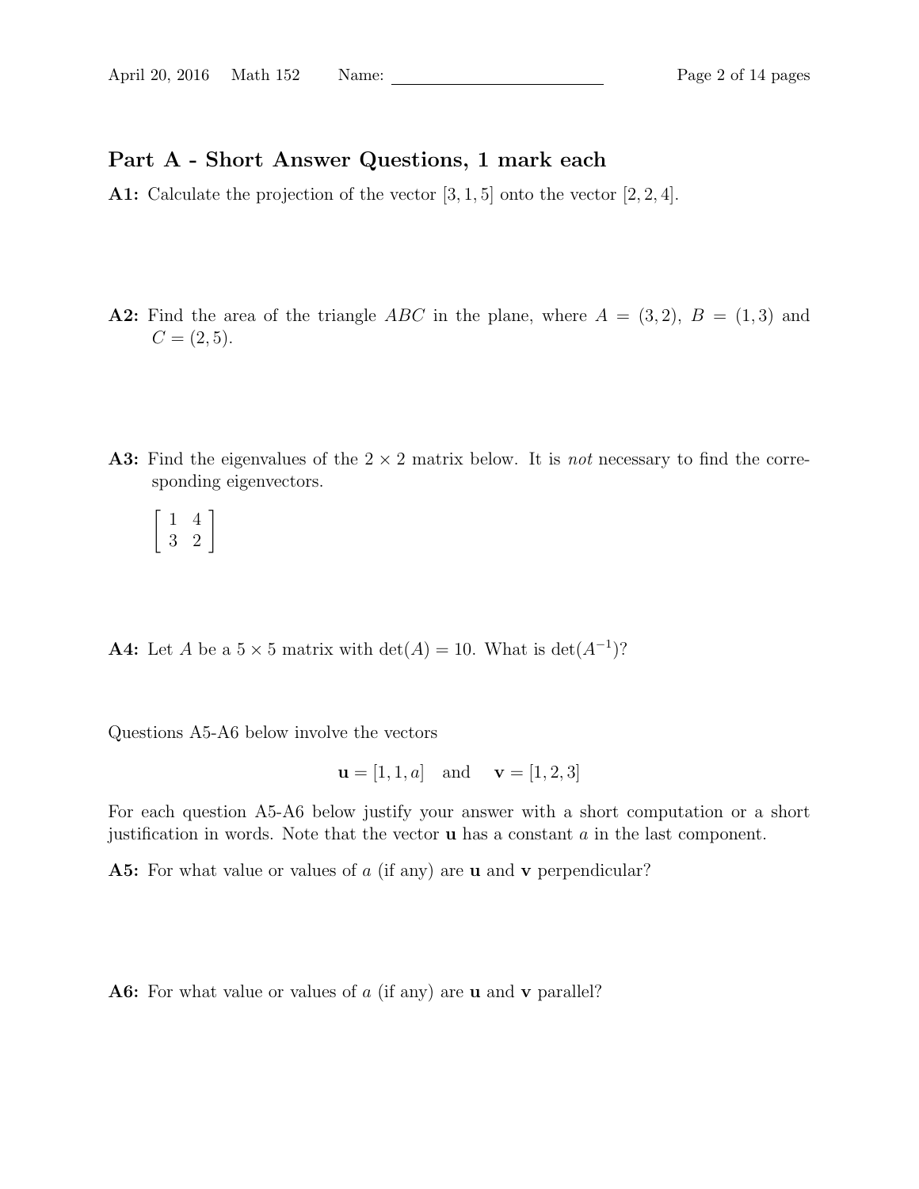## Part A - Short Answer Questions, 1 mark each

**A1:** Calculate the projection of the vector $[3, 1, 5]$ onto the vector $[2, 2, 4]$.

**A2:** Find the area of the triangle $ABC$ in the plane, where $A = (3, 2)$, $B = (1, 3)$ and $C = (2, 5)$.

**A3:** Find the eigenvalues of the $2 \times 2$ matrix below. It is *not* necessary to find the corresponding eigenvectors.

$$\begin{bmatrix} 1 & 4 \\ 3 & 2 \end{bmatrix}$$

**A4:** Let $A$ be a $5 \times 5$ matrix with $\det(A) = 10$. What is $\det(A^{-1})$?

Questions A5-A6 below involve the vectors

$$\mathbf{u} = [1, 1, a] \quad \text{and} \quad \mathbf{v} = [1, 2, 3]$$

For each question A5-A6 below justify your answer with a short computation or a short justification in words. Note that the vector $\mathbf{u}$ has a constant $a$ in the last component.

**A5:** For what value or values of $a$ (if any) are $\mathbf{u}$ and $\mathbf{v}$ perpendicular?

**A6:** For what value or values of $a$ (if any) are $\mathbf{u}$ and $\mathbf{v}$ parallel?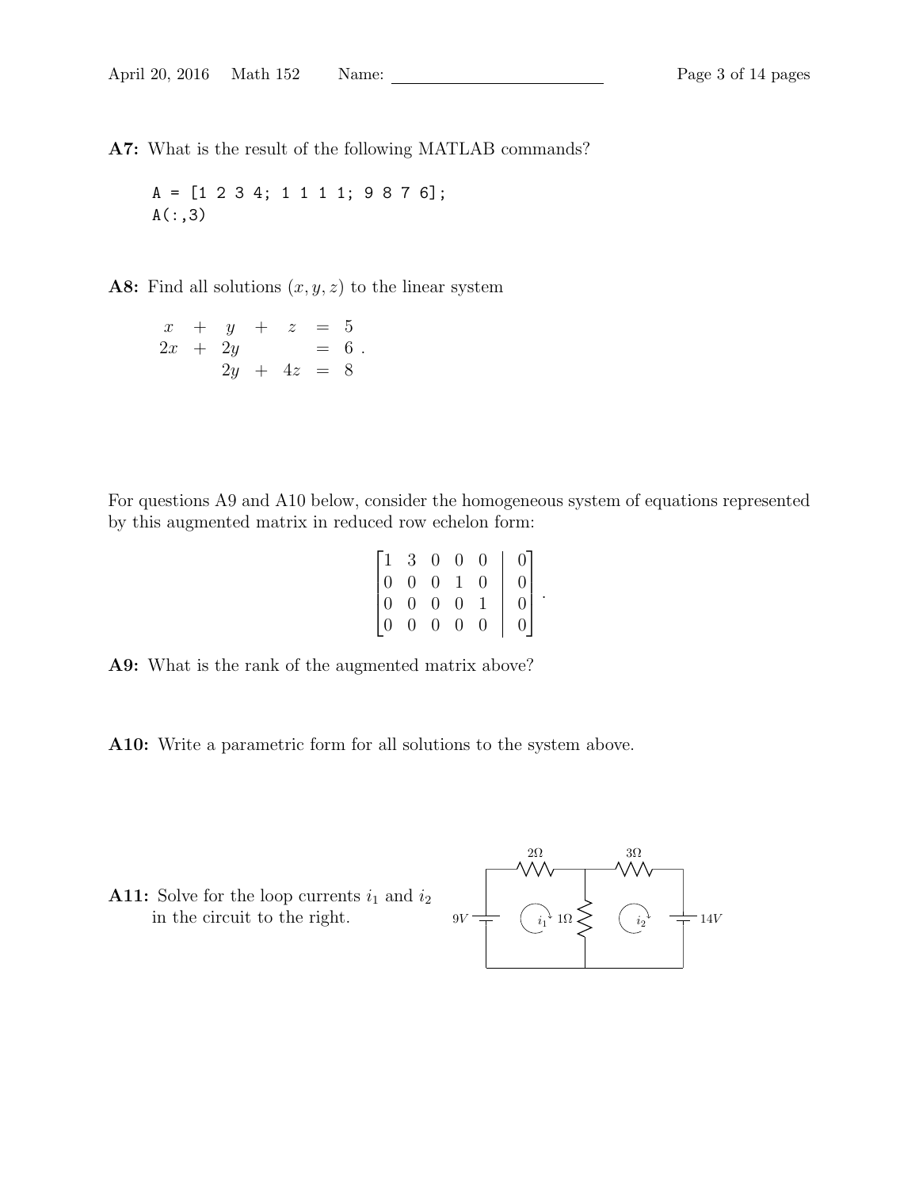**A7:** What is the result of the following MATLAB commands?

```
A = [1 2 3 4; 1 1 1 1; 9 8 7 6];
A(:,3)
```

**A8:** Find all solutions $(x, y, z)$ to the linear system

$$\begin{array}{rcrcrcl} x & + & y & + & z & = & 5 \\ 2x & + & 2y & & & = & 6 \\ & & 2y & + & 4z & = & 8 \end{array}.$$

For questions A9 and A10 below, consider the homogeneous system of equations represented by this augmented matrix in reduced row echelon form:

$$\left[\begin{array}{ccccc|c} 1 & 3 & 0 & 0 & 0 & 0 \\ 0 & 0 & 0 & 1 & 0 & 0 \\ 0 & 0 & 0 & 0 & 1 & 0 \\ 0 & 0 & 0 & 0 & 0 & 0 \end{array}\right].$$

**A9:** What is the rank of the augmented matrix above?

**A10:** Write a parametric form for all solutions to the system above.

**A11:** Solve for the loop currents $i_1$ and $i_2$ in the circuit to the right.

$2\Omega$ $3\Omega$ $9V$ $i_1$ $1\Omega$ $i_2$ $14V$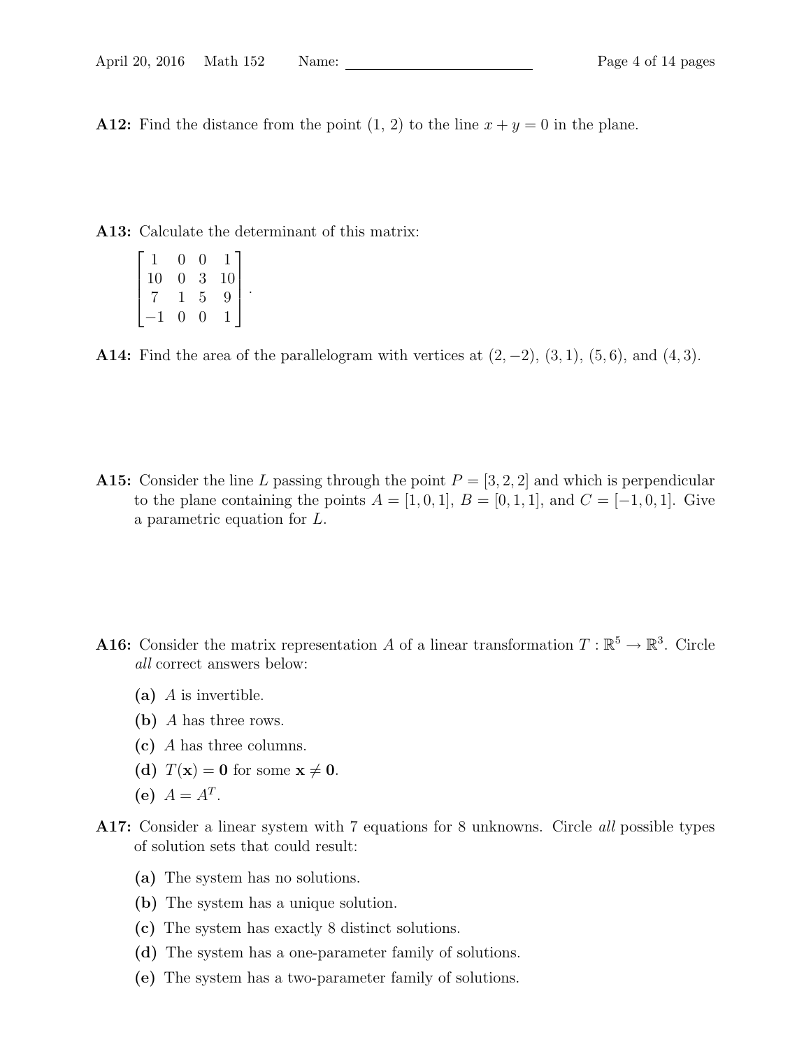**A12:** Find the distance from the point (1, 2) to the line $x + y = 0$ in the plane.

**A13:** Calculate the determinant of this matrix:

$$\begin{bmatrix} 1 & 0 & 0 & 1 \\ 10 & 0 & 3 & 10 \\ 7 & 1 & 5 & 9 \\ -1 & 0 & 0 & 1 \end{bmatrix}.$$

**A14:** Find the area of the parallelogram with vertices at $(2, -2)$, $(3, 1)$, $(5, 6)$, and $(4, 3)$.

**A15:** Consider the line $L$ passing through the point $P = [3, 2, 2]$ and which is perpendicular to the plane containing the points $A = [1, 0, 1]$, $B = [0, 1, 1]$, and $C = [-1, 0, 1]$. Give a parametric equation for $L$.

**A16:** Consider the matrix representation $A$ of a linear transformation $T : \mathbb{R}^5 \to \mathbb{R}^3$. Circle *all* correct answers below:

- **(a)** $A$ is invertible.
- **(b)** $A$ has three rows.
- **(c)** $A$ has three columns.
- **(d)** $T(\mathbf{x}) = \mathbf{0}$ for some $\mathbf{x} \neq \mathbf{0}$.
- **(e)** $A = A^T$.

**A17:** Consider a linear system with 7 equations for 8 unknowns. Circle *all* possible types of solution sets that could result:

- **(a)** The system has no solutions.
- **(b)** The system has a unique solution.
- **(c)** The system has exactly 8 distinct solutions.
- **(d)** The system has a one-parameter family of solutions.
- **(e)** The system has a two-parameter family of solutions.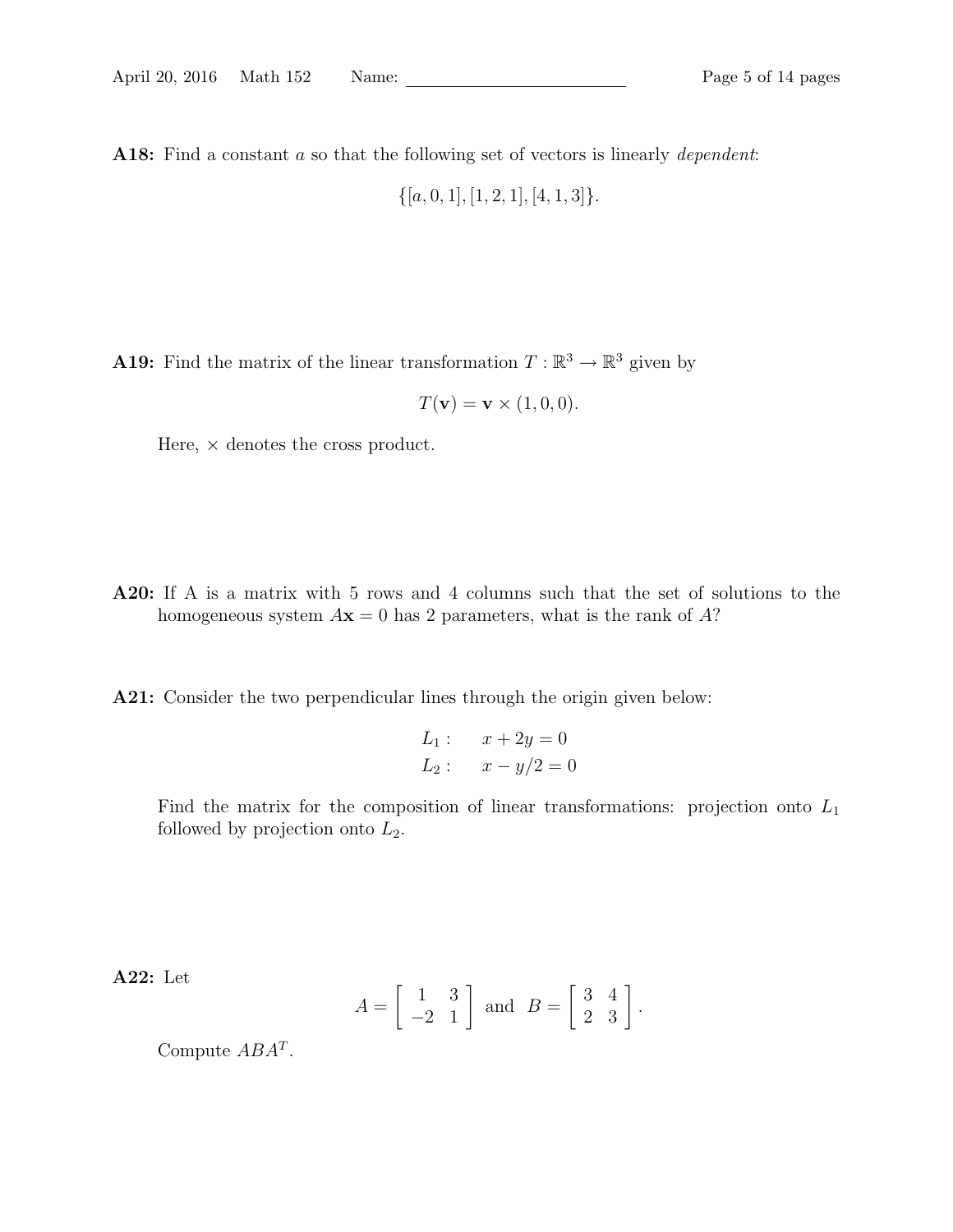**A18:** Find a constant $a$ so that the following set of vectors is linearly *dependent*:

$$\{[a, 0, 1], [1, 2, 1], [4, 1, 3]\}.$$

**A19:** Find the matrix of the linear transformation $T : \mathbb{R}^3 \to \mathbb{R}^3$ given by

$$T(\mathbf{v}) = \mathbf{v} \times (1, 0, 0).$$

Here, $\times$ denotes the cross product.

**A20:** If A is a matrix with 5 rows and 4 columns such that the set of solutions to the homogeneous system $A\mathbf{x} = 0$ has 2 parameters, what is the rank of $A$?

**A21:** Consider the two perpendicular lines through the origin given below:

$$\begin{aligned} L_1 : &\quad x + 2y = 0 \\ L_2 : &\quad x - y/2 = 0 \end{aligned}$$

Find the matrix for the composition of linear transformations: projection onto $L_1$ followed by projection onto $L_2$.

**A22:** Let

$$A = \begin{bmatrix} 1 & 3 \\ -2 & 1 \end{bmatrix} \text{ and } B = \begin{bmatrix} 3 & 4 \\ 2 & 3 \end{bmatrix}.$$

Compute $ABA^T$.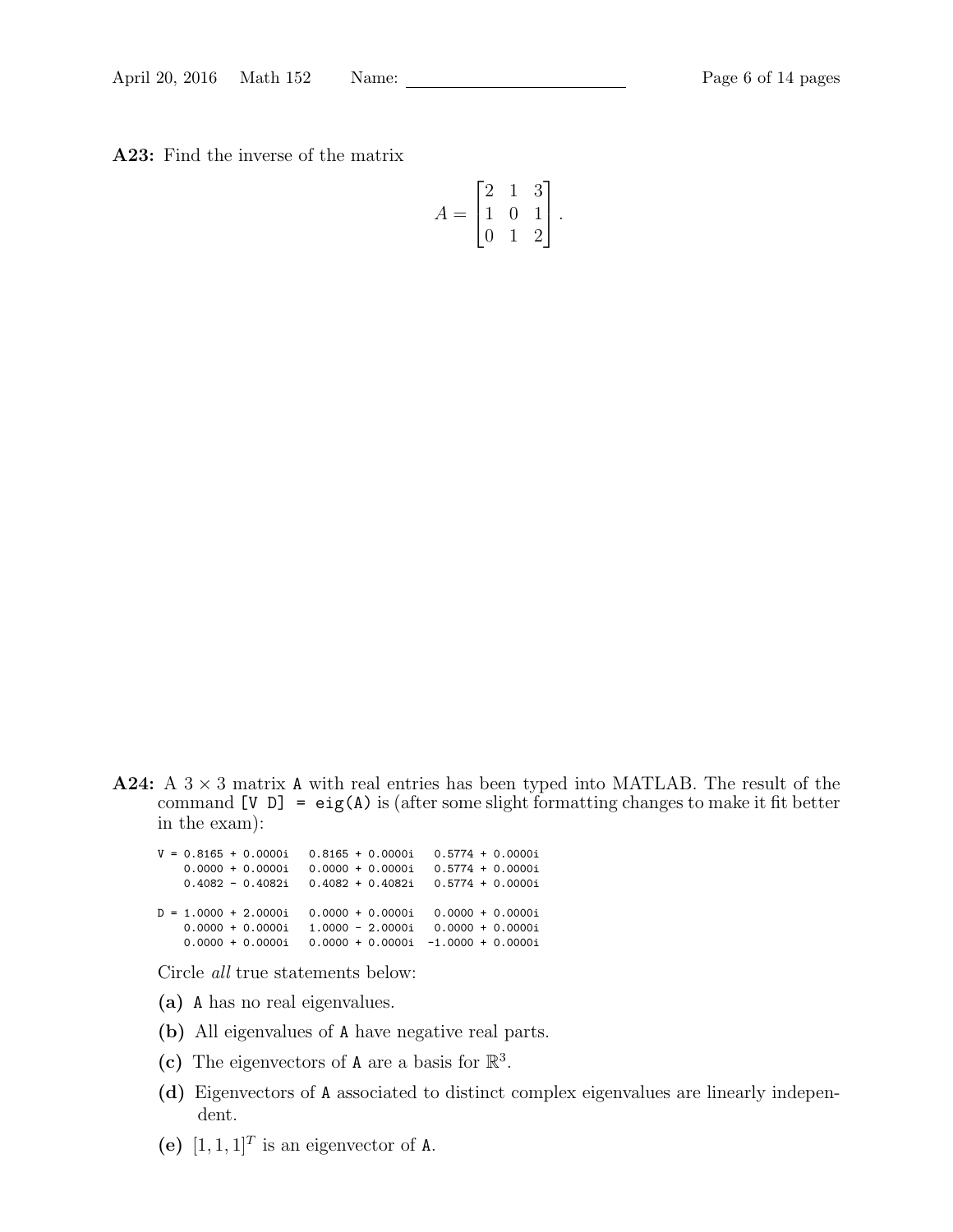**A23:** Find the inverse of the matrix

$$A = \begin{bmatrix} 2 & 1 & 3 \\ 1 & 0 & 1 \\ 0 & 1 & 2 \end{bmatrix}.$$

**A24:** A $3 \times 3$ matrix `A` with real entries has been typed into MATLAB. The result of the command `[V D] = eig(A)` is (after some slight formatting changes to make it fit better in the exam):

```
V = 0.8165 + 0.0000i   0.8165 + 0.0000i   0.5774 + 0.0000i
    0.0000 + 0.0000i   0.0000 + 0.0000i   0.5774 + 0.0000i
    0.4082 - 0.4082i   0.4082 + 0.4082i   0.5774 + 0.0000i

D = 1.0000 + 2.0000i   0.0000 + 0.0000i   0.0000 + 0.0000i
    0.0000 + 0.0000i   1.0000 - 2.0000i   0.0000 + 0.0000i
    0.0000 + 0.0000i   0.0000 + 0.0000i  -1.0000 + 0.0000i
```

Circle *all* true statements below:

**(a)** `A` has no real eigenvalues.

**(b)** All eigenvalues of `A` have negative real parts.

**(c)** The eigenvectors of `A` are a basis for $\mathbb{R}^3$.

**(d)** Eigenvectors of `A` associated to distinct complex eigenvalues are linearly independent.

**(e)** $[1, 1, 1]^T$ is an eigenvector of `A`.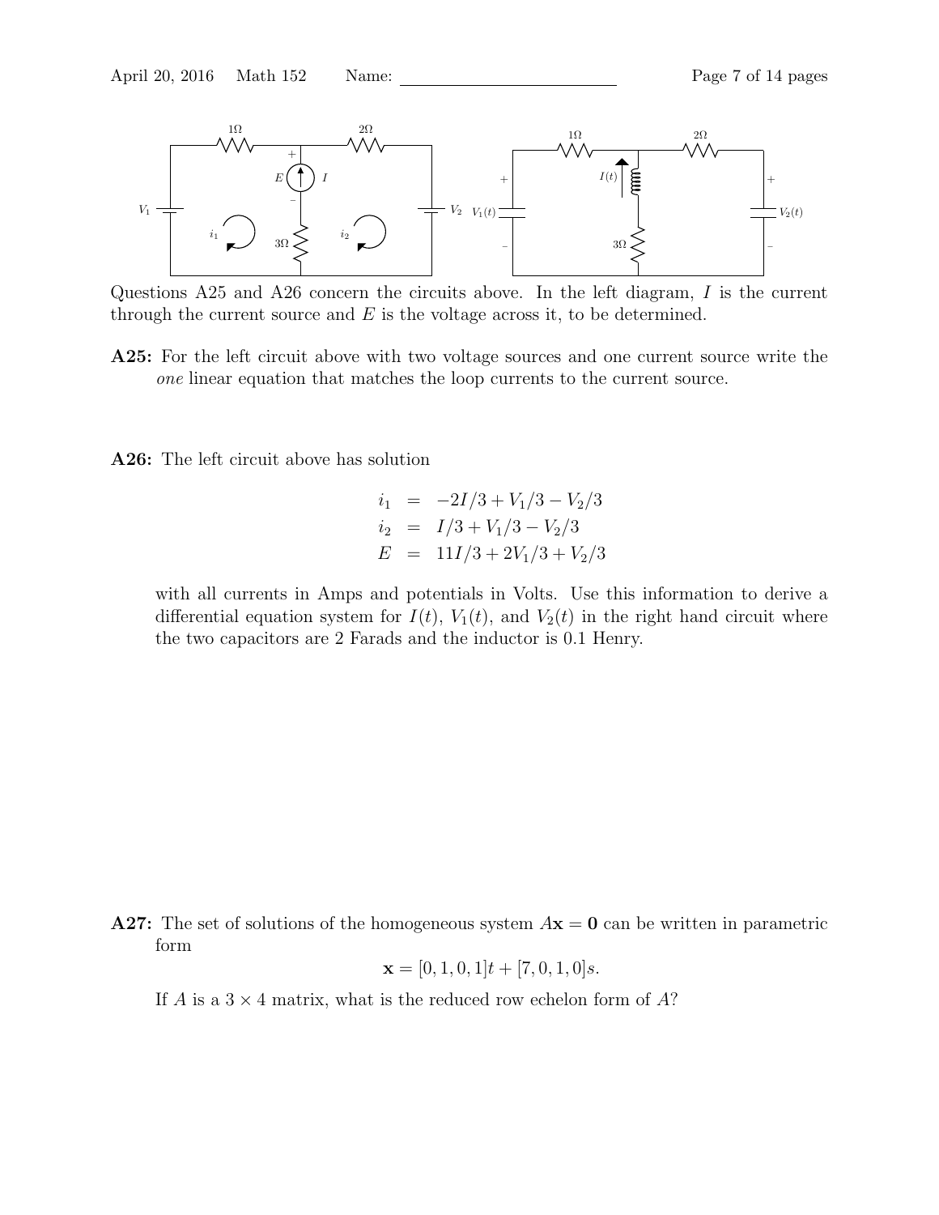Questions A25 and A26 concern the circuits above. In the left diagram, $I$ is the current through the current source and $E$ is the voltage across it, to be determined.

**A25:** For the left circuit above with two voltage sources and one current source write the *one* linear equation that matches the loop currents to the current source.

**A26:** The left circuit above has solution

$$
\begin{aligned}
i_1 &= -2I/3 + V_1/3 - V_2/3 \\
i_2 &= I/3 + V_1/3 - V_2/3 \\
E &= 11I/3 + 2V_1/3 + V_2/3
\end{aligned}
$$

with all currents in Amps and potentials in Volts. Use this information to derive a differential equation system for $I(t)$, $V_1(t)$, and $V_2(t)$ in the right hand circuit where the two capacitors are 2 Farads and the inductor is 0.1 Henry.

**A27:** The set of solutions of the homogeneous system $A\mathbf{x} = \mathbf{0}$ can be written in parametric form

$$\mathbf{x} = [0, 1, 0, 1]t + [7, 0, 1, 0]s.$$

If $A$ is a $3 \times 4$ matrix, what is the reduced row echelon form of $A$?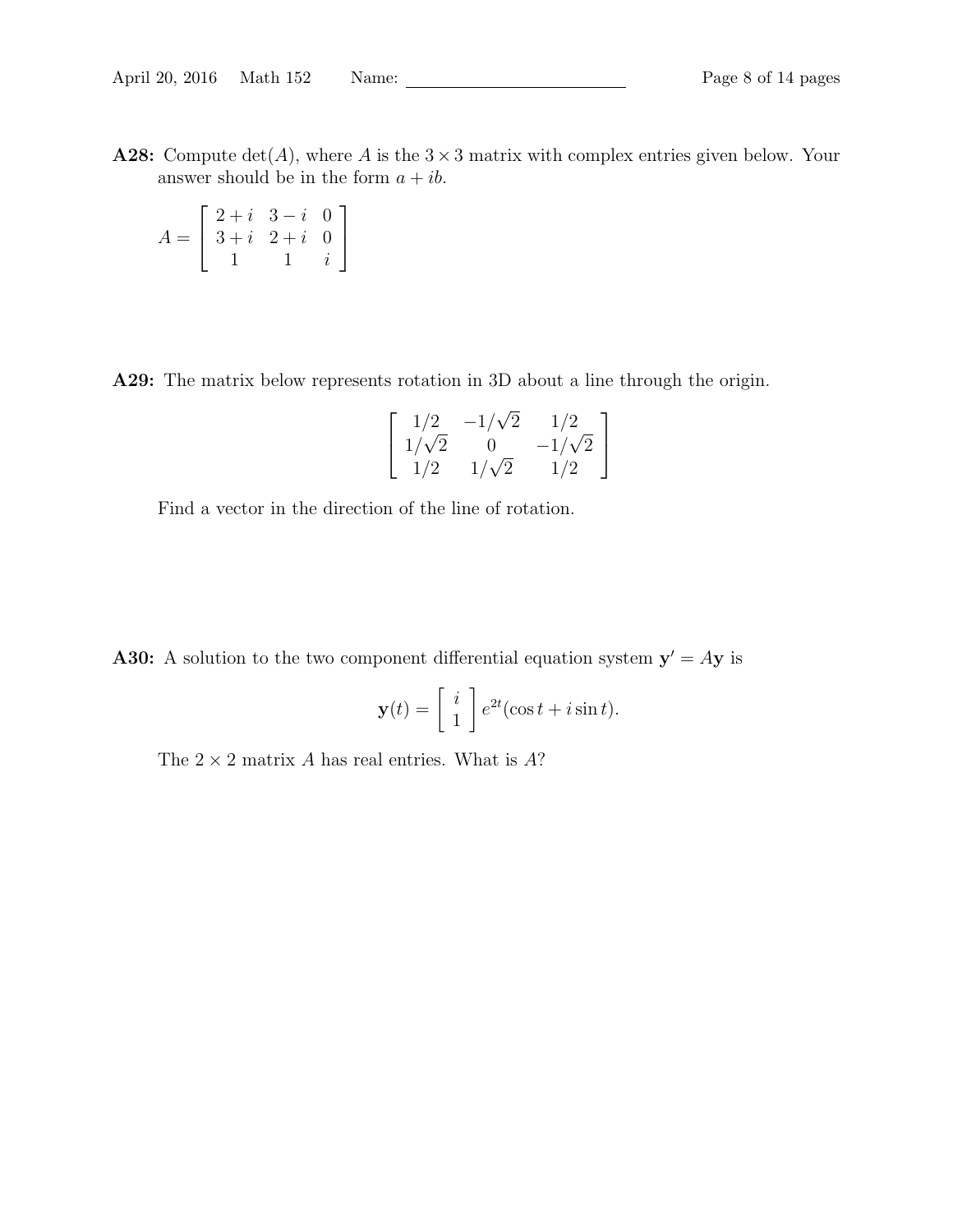**A28:** Compute $\det(A)$, where $A$ is the $3 \times 3$ matrix with complex entries given below. Your answer should be in the form $a + ib$.

$$A = \begin{bmatrix} 2+i & 3-i & 0 \\ 3+i & 2+i & 0 \\ 1 & 1 & i \end{bmatrix}$$

**A29:** The matrix below represents rotation in 3D about a line through the origin.

$$\begin{bmatrix} 1/2 & -1/\sqrt{2} & 1/2 \\ 1/\sqrt{2} & 0 & -1/\sqrt{2} \\ 1/2 & 1/\sqrt{2} & 1/2 \end{bmatrix}$$

Find a vector in the direction of the line of rotation.

**A30:** A solution to the two component differential equation system $\mathbf{y}' = A\mathbf{y}$ is

$$\mathbf{y}(t) = \begin{bmatrix} i \\ 1 \end{bmatrix} e^{2t}(\cos t + i \sin t).$$

The $2 \times 2$ matrix $A$ has real entries. What is $A$?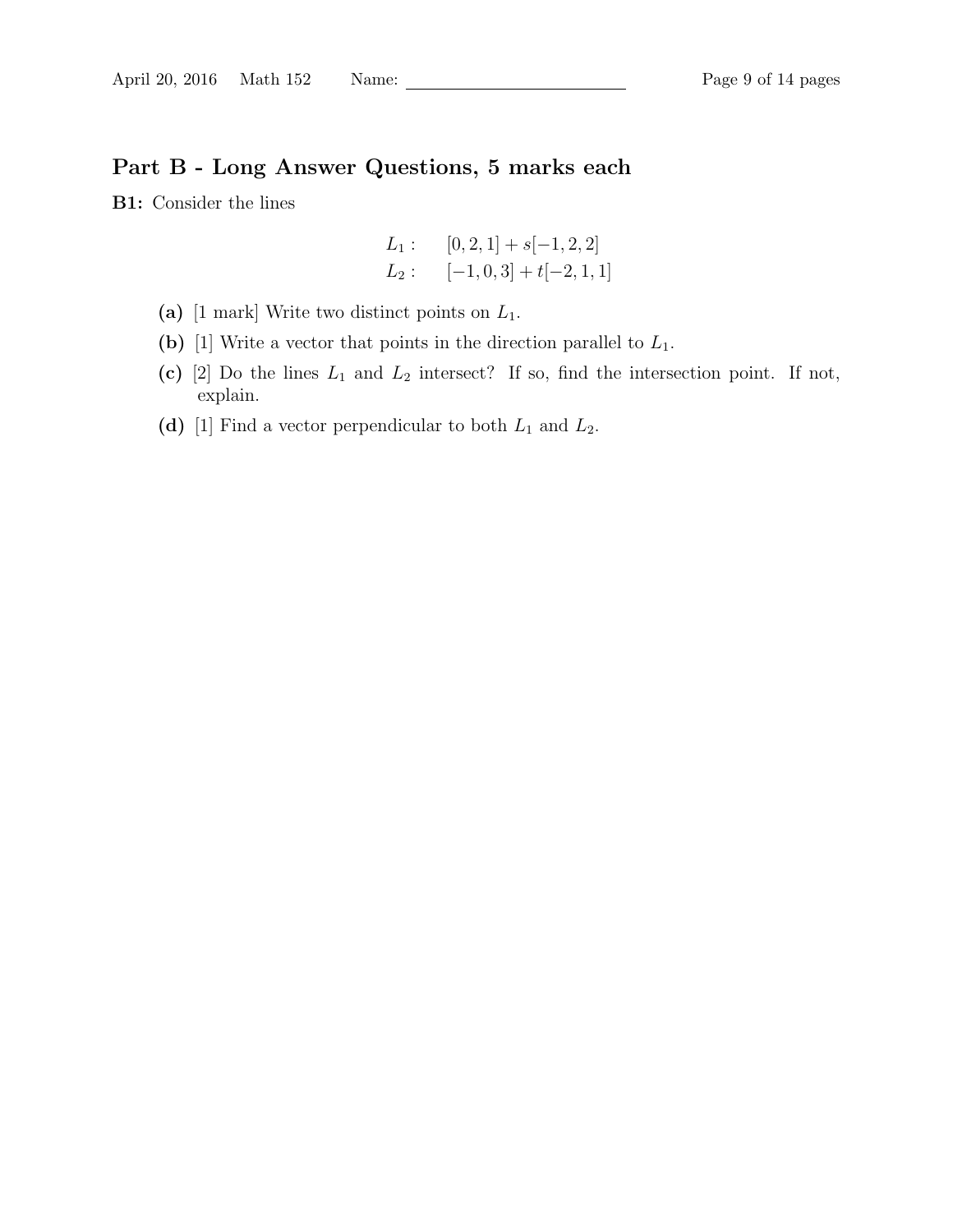## Part B - Long Answer Questions, 5 marks each

**B1:** Consider the lines

$$L_1: \quad [0, 2, 1] + s[-1, 2, 2]$$
$$L_2: \quad [-1, 0, 3] + t[-2, 1, 1]$$

**(a)** [1 mark] Write two distinct points on $L_1$.

**(b)** [1] Write a vector that points in the direction parallel to $L_1$.

**(c)** [2] Do the lines $L_1$ and $L_2$ intersect? If so, find the intersection point. If not, explain.

**(d)** [1] Find a vector perpendicular to both $L_1$ and $L_2$.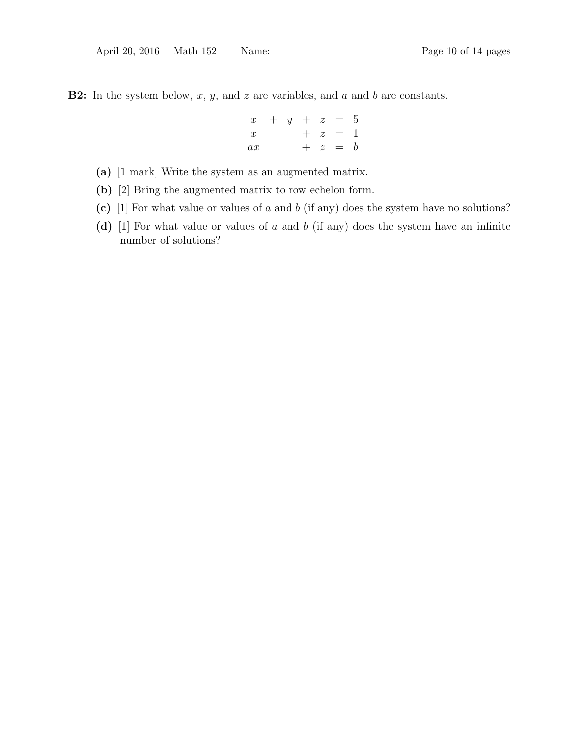**B2:** In the system below, $x$, $y$, and $z$ are variables, and $a$ and $b$ are constants.

$$
\begin{array}{ccccccc}
x & + & y & + & z & = & 5 \\
x & & & + & z & = & 1 \\
ax & & & + & z & = & b
\end{array}
$$

**(a)** [1 mark] Write the system as an augmented matrix.

**(b)** [2] Bring the augmented matrix to row echelon form.

**(c)** [1] For what value or values of $a$ and $b$ (if any) does the system have no solutions?

**(d)** [1] For what value or values of $a$ and $b$ (if any) does the system have an infinite number of solutions?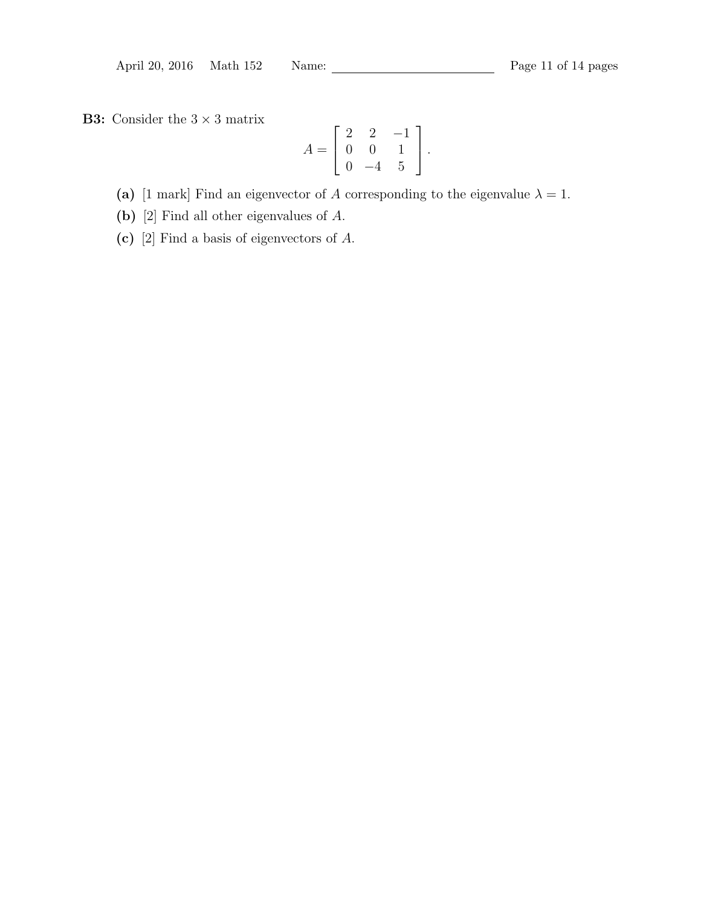**B3:** Consider the $3 \times 3$ matrix

$$A = \begin{bmatrix} 2 & 2 & -1 \\ 0 & 0 & 1 \\ 0 & -4 & 5 \end{bmatrix}.$$

**(a)** [1 mark] Find an eigenvector of $A$ corresponding to the eigenvalue $\lambda = 1$.

**(b)** [2] Find all other eigenvalues of $A$.

**(c)** [2] Find a basis of eigenvectors of $A$.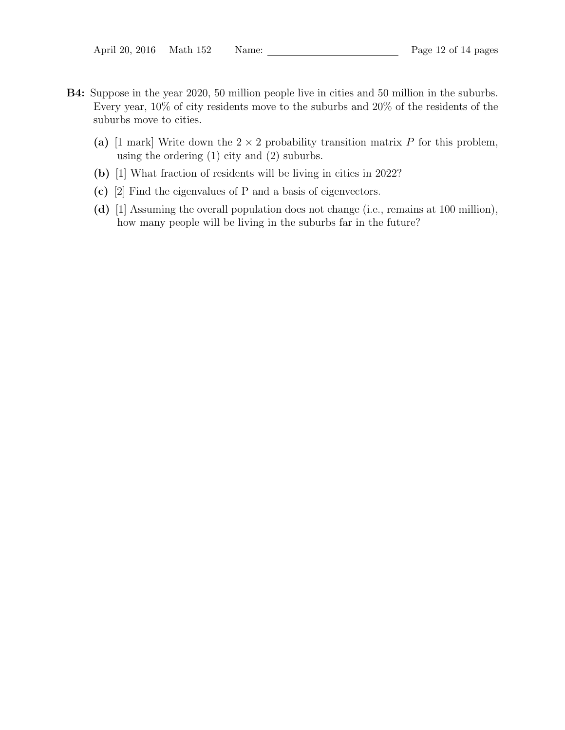**B4:** Suppose in the year 2020, 50 million people live in cities and 50 million in the suburbs. Every year, 10% of city residents move to the suburbs and 20% of the residents of the suburbs move to cities.

**(a)** [1 mark] Write down the $2 \times 2$ probability transition matrix $P$ for this problem, using the ordering (1) city and (2) suburbs.

**(b)** [1] What fraction of residents will be living in cities in 2022?

**(c)** [2] Find the eigenvalues of P and a basis of eigenvectors.

**(d)** [1] Assuming the overall population does not change (i.e., remains at 100 million), how many people will be living in the suburbs far in the future?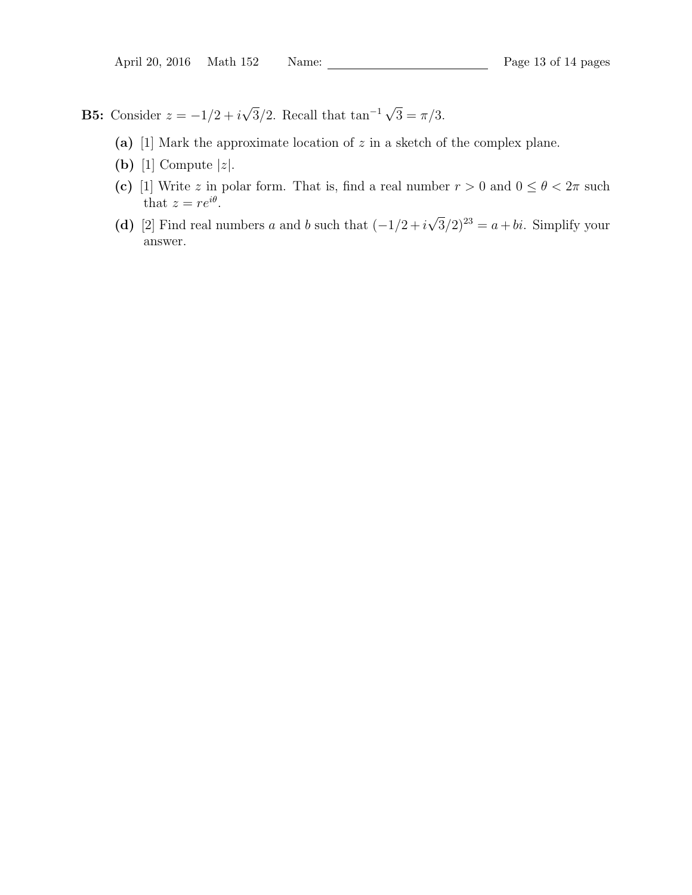**B5:** Consider $z = -1/2 + i\sqrt{3}/2$. Recall that $\tan^{-1}\sqrt{3} = \pi/3$.

- **(a)** [1] Mark the approximate location of $z$ in a sketch of the complex plane.
- **(b)** [1] Compute $|z|$.
- **(c)** [1] Write $z$ in polar form. That is, find a real number $r > 0$ and $0 \leq \theta < 2\pi$ such that $z = re^{i\theta}$.
- **(d)** [2] Find real numbers $a$ and $b$ such that $(-1/2 + i\sqrt{3}/2)^{23} = a + bi$. Simplify your answer.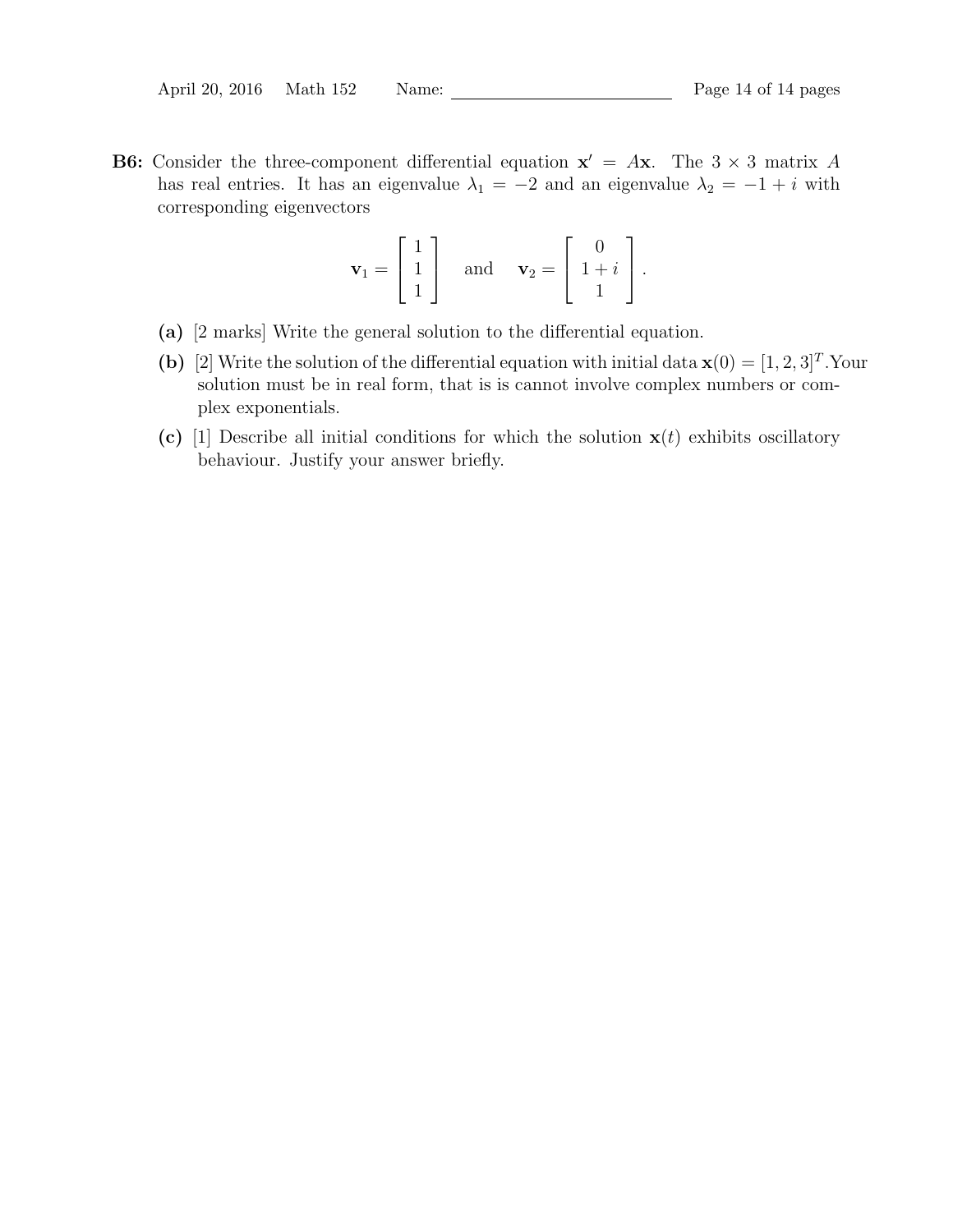**B6:** Consider the three-component differential equation $\mathbf{x}' = A\mathbf{x}$. The $3 \times 3$ matrix $A$ has real entries. It has an eigenvalue $\lambda_1 = -2$ and an eigenvalue $\lambda_2 = -1 + i$ with corresponding eigenvectors

$$\mathbf{v}_1 = \begin{bmatrix} 1 \\ 1 \\ 1 \end{bmatrix} \quad \text{and} \quad \mathbf{v}_2 = \begin{bmatrix} 0 \\ 1+i \\ 1 \end{bmatrix}.$$

**(a)** [2 marks] Write the general solution to the differential equation.

**(b)** [2] Write the solution of the differential equation with initial data $\mathbf{x}(0) = [1, 2, 3]^T$.Your solution must be in real form, that is is cannot involve complex numbers or complex exponentials.

**(c)** [1] Describe all initial conditions for which the solution $\mathbf{x}(t)$ exhibits oscillatory behaviour. Justify your answer briefly.